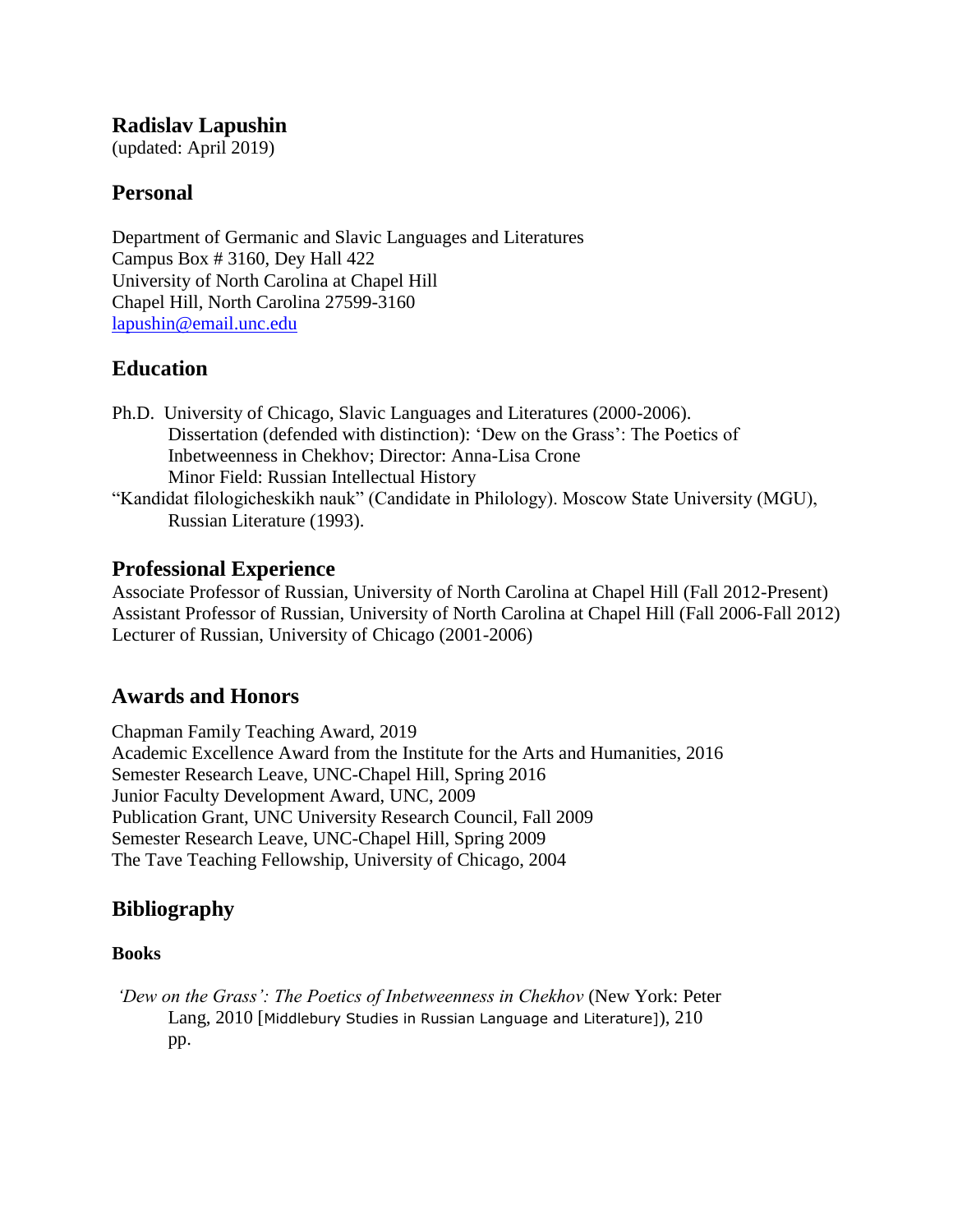# Radislav Lapushin

(updated: April 2019)

## Personal

Department of Germanic and Slavic Languages and Literatures
Campus Box # 3160, Dey Hall 422
University of North Carolina at Chapel Hill
Chapel Hill, North Carolina 27599-3160
lapushin@email.unc.edu

## Education

Ph.D. University of Chicago, Slavic Languages and Literatures (2000-2006).
Dissertation (defended with distinction): 'Dew on the Grass': The Poetics of Inbetweenness in Chekhov; Director: Anna-Lisa Crone
Minor Field: Russian Intellectual History

"Kandidat filologicheskikh nauk" (Candidate in Philology). Moscow State University (MGU), Russian Literature (1993).

## Professional Experience

Associate Professor of Russian, University of North Carolina at Chapel Hill (Fall 2012-Present)
Assistant Professor of Russian, University of North Carolina at Chapel Hill (Fall 2006-Fall 2012)
Lecturer of Russian, University of Chicago (2001-2006)

## Awards and Honors

Chapman Family Teaching Award, 2019
Academic Excellence Award from the Institute for the Arts and Humanities, 2016
Semester Research Leave, UNC-Chapel Hill, Spring 2016
Junior Faculty Development Award, UNC, 2009
Publication Grant, UNC University Research Council, Fall 2009
Semester Research Leave, UNC-Chapel Hill, Spring 2009
The Tave Teaching Fellowship, University of Chicago, 2004

## Bibliography

### Books

*'Dew on the Grass': The Poetics of Inbetweenness in Chekhov* (New York: Peter Lang, 2010 [Middlebury Studies in Russian Language and Literature]), 210 pp.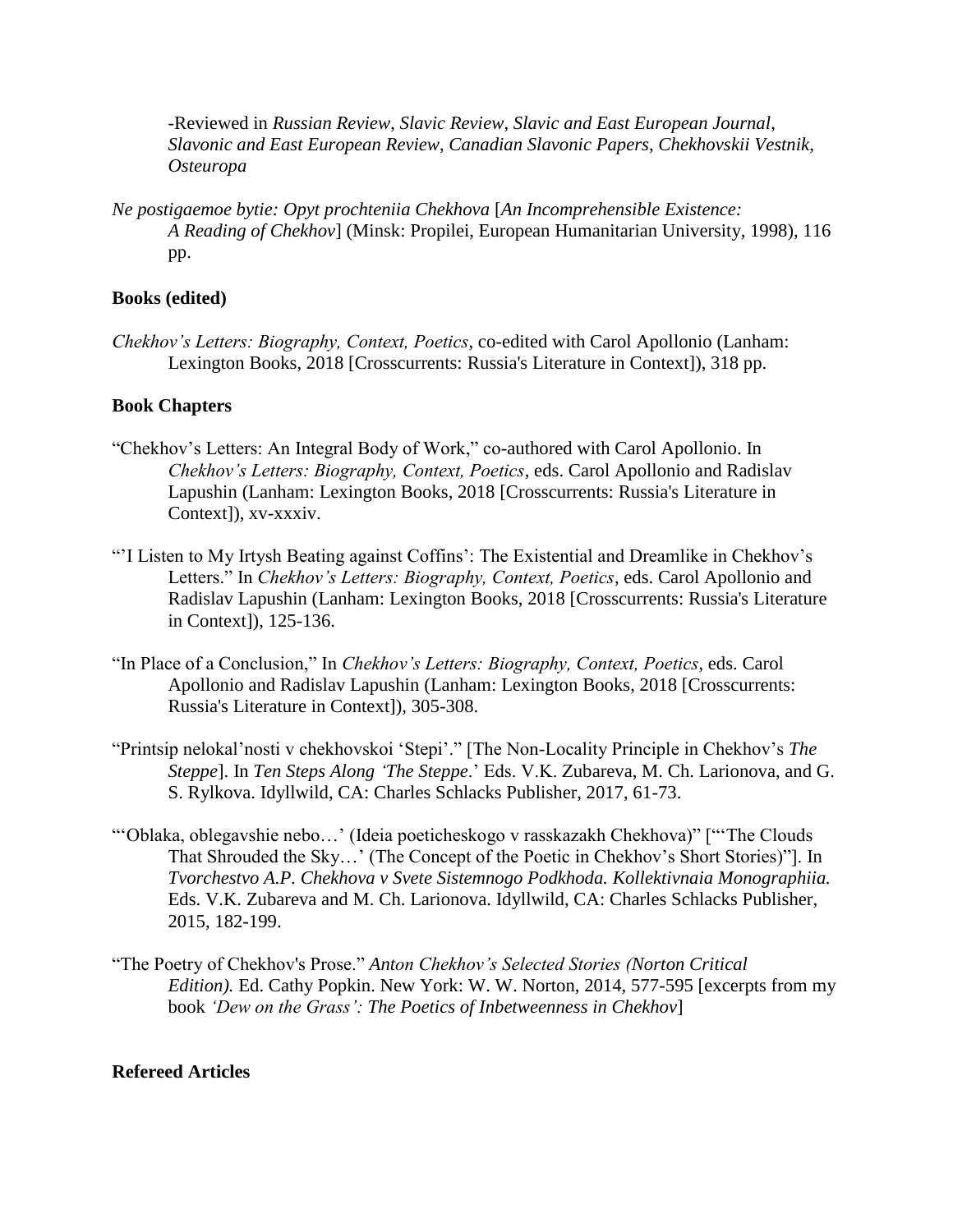-Reviewed in *Russian Review*, *Slavic Review*, *Slavic and East European Journal*, *Slavonic and East European Review*, *Canadian Slavonic Papers*, *Chekhovskii Vestnik*, *Osteuropa*

*Ne postigaemoe bytie: Opyt prochteniia Chekhova* [*An Incomprehensible Existence: A Reading of Chekhov*] (Minsk: Propilei, European Humanitarian University, 1998), 116 pp.

**Books (edited)**

*Chekhov's Letters: Biography, Context, Poetics*, co-edited with Carol Apollonio (Lanham: Lexington Books, 2018 [Crosscurrents: Russia's Literature in Context]), 318 pp.

**Book Chapters**

"Chekhov's Letters: An Integral Body of Work," co-authored with Carol Apollonio. In *Chekhov's Letters: Biography, Context, Poetics*, eds. Carol Apollonio and Radislav Lapushin (Lanham: Lexington Books, 2018 [Crosscurrents: Russia's Literature in Context]), xv-xxxiv.

"'I Listen to My Irtysh Beating against Coffins': The Existential and Dreamlike in Chekhov's Letters." In *Chekhov's Letters: Biography, Context, Poetics*, eds. Carol Apollonio and Radislav Lapushin (Lanham: Lexington Books, 2018 [Crosscurrents: Russia's Literature in Context]), 125-136.

"In Place of a Conclusion," In *Chekhov's Letters: Biography, Context, Poetics*, eds. Carol Apollonio and Radislav Lapushin (Lanham: Lexington Books, 2018 [Crosscurrents: Russia's Literature in Context]), 305-308.

"Printsip nelokal'nosti v chekhovskoi 'Stepi'." [The Non-Locality Principle in Chekhov's *The Steppe*]. In *Ten Steps Along 'The Steppe*.' Eds. V.K. Zubareva, M. Ch. Larionova, and G. S. Rylkova. Idyllwild, CA: Charles Schlacks Publisher, 2017, 61-73.

"'Oblaka, oblegavshie nebo…' (Ideia poeticheskogo v rasskazakh Chekhova)" ["'The Clouds That Shrouded the Sky…' (The Concept of the Poetic in Chekhov's Short Stories)"]. In *Tvorchestvo A.P. Chekhova v Svete Sistemnogo Podkhoda. Kollektivnaia Monographiia.* Eds. V.K. Zubareva and M. Ch. Larionova. Idyllwild, CA: Charles Schlacks Publisher, 2015, 182-199.

"The Poetry of Chekhov's Prose." *Anton Chekhov's Selected Stories (Norton Critical Edition).* Ed. Cathy Popkin. New York: W. W. Norton, 2014, 577-595 [excerpts from my book *'Dew on the Grass': The Poetics of Inbetweenness in Chekhov*]

**Refereed Articles**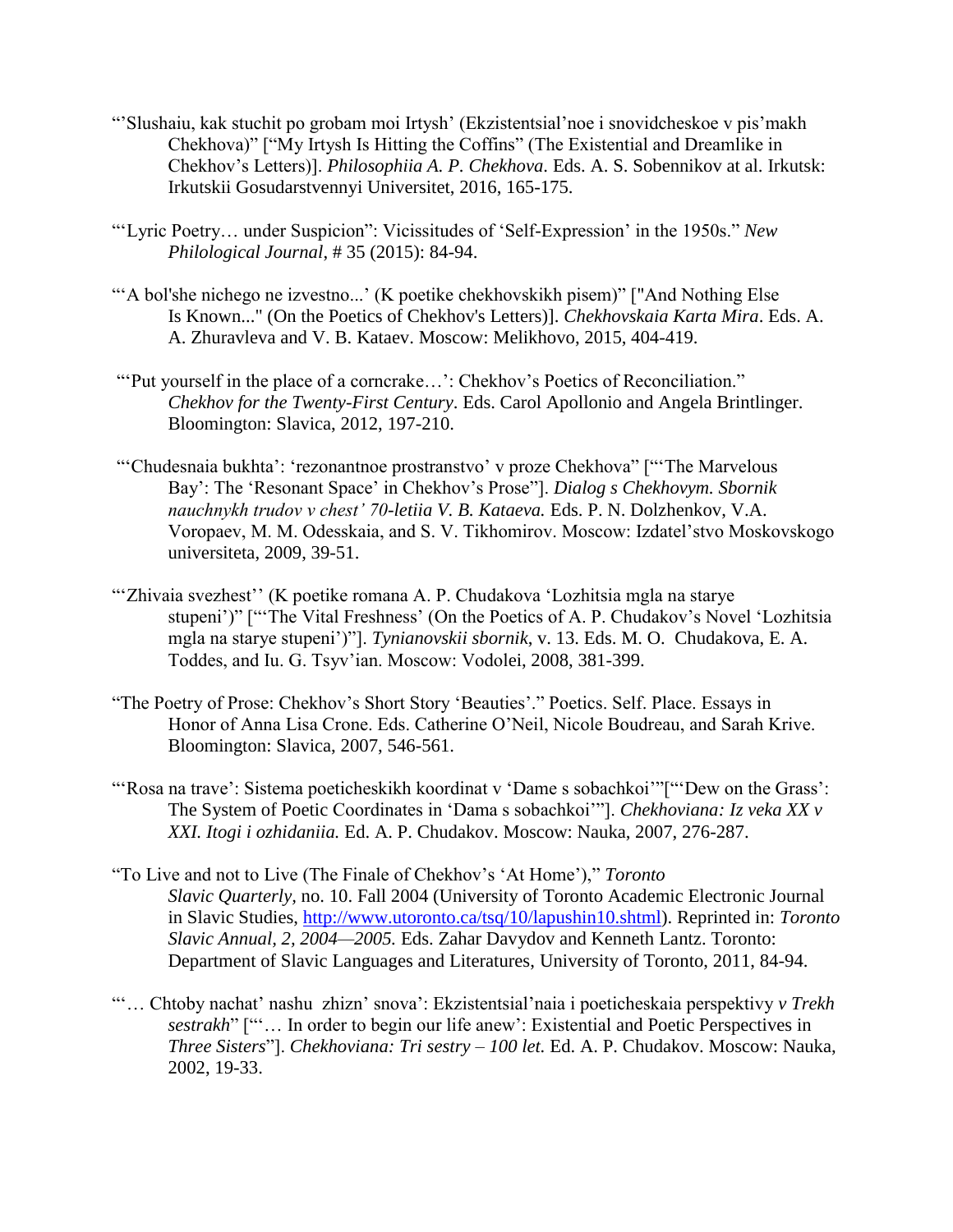"'Slushaiu, kak stuchit po grobam moi Irtysh' (Ekzistentsial'noe i snovidcheskoe v pis'makh Chekhova)" ["My Irtysh Is Hitting the Coffins" (The Existential and Dreamlike in Chekhov's Letters)]. *Philosophiia A. P. Chekhova*. Eds. A. S. Sobennikov at al. Irkutsk: Irkutskii Gosudarstvennyi Universitet, 2016, 165-175.

"'Lyric Poetry… under Suspicion": Vicissitudes of 'Self-Expression' in the 1950s." *New Philological Journal*, # 35 (2015): 84-94.

"'A bol'she nichego ne izvestno...' (K poetike chekhovskikh pisem)" ["And Nothing Else Is Known..." (On the Poetics of Chekhov's Letters)]. *Chekhovskaia Karta Mira*. Eds. A. A. Zhuravleva and V. B. Kataev. Moscow: Melikhovo, 2015, 404-419.

"'Put yourself in the place of a corncrake…': Chekhov's Poetics of Reconciliation." *Chekhov for the Twenty-First Century*. Eds. Carol Apollonio and Angela Brintlinger. Bloomington: Slavica, 2012, 197-210.

"'Chudesnaia bukhta': 'rezonantnoe prostranstvo' v proze Chekhova" ["'The Marvelous Bay': The 'Resonant Space' in Chekhov's Prose"]. *Dialog s Chekhovym. Sbornik nauchnykh trudov v chest' 70-letiia V. B. Kataeva.* Eds. P. N. Dolzhenkov, V.A. Voropaev, M. M. Odesskaia, and S. V. Tikhomirov. Moscow: Izdatel'stvo Moskovskogo universiteta, 2009, 39-51.

"'Zhivaia svezhest'' (K poetike romana A. P. Chudakova 'Lozhitsia mgla na starye stupeni')" ["'The Vital Freshness' (On the Poetics of A. P. Chudakov's Novel 'Lozhitsia mgla na starye stupeni')"]. *Tynianovskii sbornik*, v. 13. Eds. M. O. Chudakova, E. A. Toddes, and Iu. G. Tsyv'ian. Moscow: Vodolei, 2008, 381-399.

"The Poetry of Prose: Chekhov's Short Story 'Beauties'." Poetics. Self. Place. Essays in Honor of Anna Lisa Crone. Eds. Catherine O'Neil, Nicole Boudreau, and Sarah Krive. Bloomington: Slavica, 2007, 546-561.

"'Rosa na trave': Sistema poeticheskikh koordinat v 'Dame s sobachkoi'"["'Dew on the Grass': The System of Poetic Coordinates in 'Dama s sobachkoi'"]. *Chekhoviana: Iz veka XX v XXI. Itogi i ozhidaniia.* Ed. A. P. Chudakov. Moscow: Nauka, 2007, 276-287.

"To Live and not to Live (The Finale of Chekhov's 'At Home')," *Toronto Slavic Quarterly*, no. 10. Fall 2004 (University of Toronto Academic Electronic Journal in Slavic Studies, http://www.utoronto.ca/tsq/10/lapushin10.shtml). Reprinted in: *Toronto Slavic Annual, 2, 2004—2005.* Eds. Zahar Davydov and Kenneth Lantz. Toronto: Department of Slavic Languages and Literatures, University of Toronto, 2011, 84-94.

"'… Chtoby nachat' nashu zhizn' snova': Ekzistentsial'naia i poeticheskaia perspektivy *v Trekh sestrakh*" ["'… In order to begin our life anew': Existential and Poetic Perspectives in *Three Sisters*"]. *Chekhoviana: Tri sestry – 100 let.* Ed. A. P. Chudakov. Moscow: Nauka, 2002, 19-33.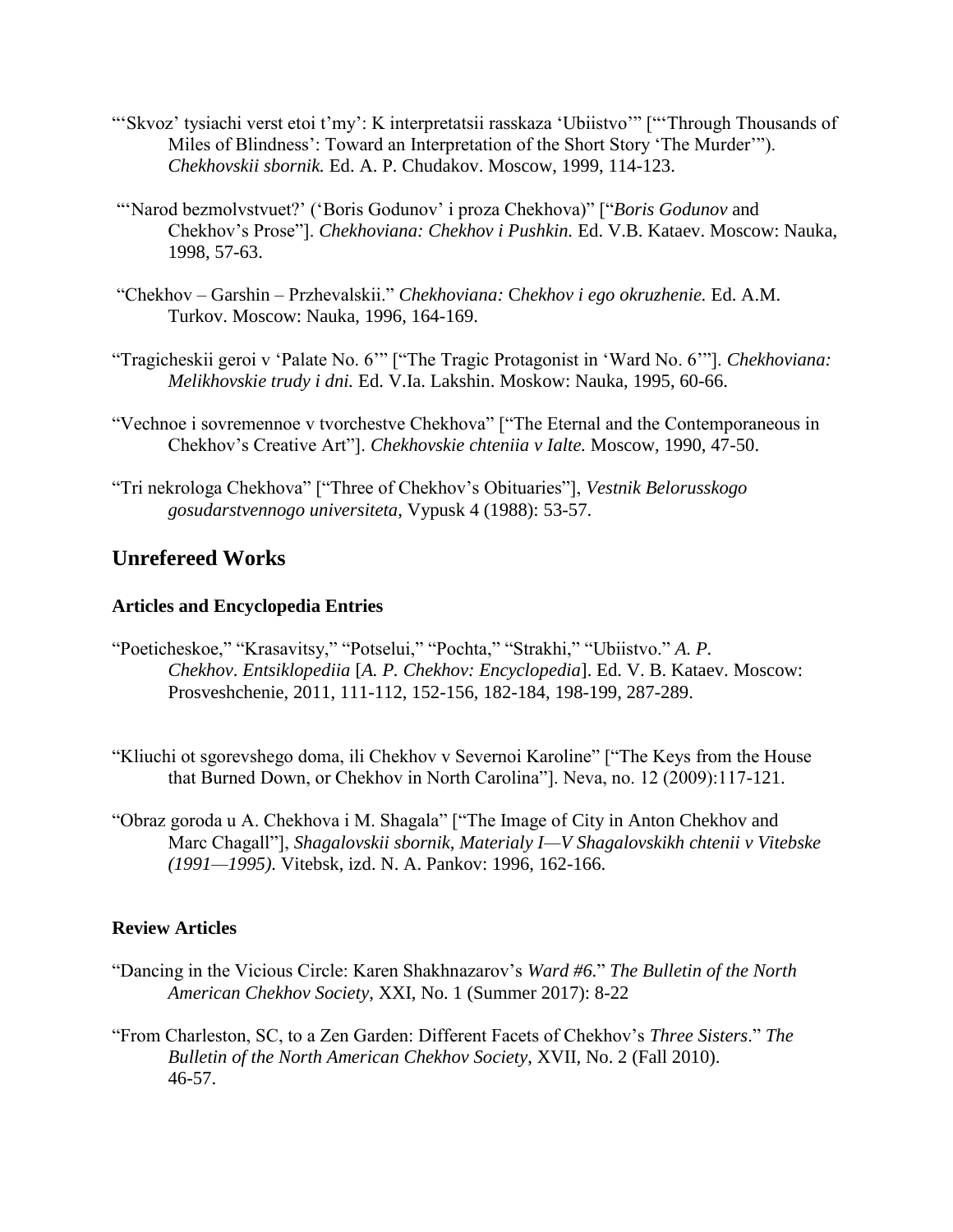"'Skvoz' tysiachi verst etoi t'my': K interpretatsii rasskaza 'Ubiistvo'" ["'Through Thousands of Miles of Blindness': Toward an Interpretation of the Short Story 'The Murder'"). *Chekhovskii sbornik.* Ed. A. P. Chudakov. Moscow, 1999, 114-123.

"'Narod bezmolvstvuet?' ('Boris Godunov' i proza Chekhova)" ["*Boris Godunov* and Chekhov's Prose"]. *Chekhoviana: Chekhov i Pushkin.* Ed. V.B. Kataev. Moscow: Nauka, 1998, 57-63.

"Chekhov – Garshin – Przhevalskii." *Chekhoviana:* C*hekhov i ego okruzhenie.* Ed. A.M. Turkov. Moscow: Nauka, 1996, 164-169.

"Tragicheskii geroi v 'Palate No. 6'" ["The Tragic Protagonist in 'Ward No. 6'"]. *Chekhoviana: Melikhovskie trudy i dni.* Ed. V.Ia. Lakshin. Moskow: Nauka, 1995, 60-66.

"Vechnoe i sovremennoe v tvorchestve Chekhova" ["The Eternal and the Contemporaneous in Chekhov's Creative Art"]. *Chekhovskie chteniia v Ialte.* Moscow, 1990, 47-50.

"Tri nekrologa Chekhova" ["Three of Chekhov's Obituaries"], *Vestnik Belorusskogo gosudarstvennogo universiteta*, Vypusk 4 (1988): 53-57.

## Unrefereed Works

### Articles and Encyclopedia Entries

"Poeticheskoe," "Krasavitsy," "Potselui," "Pochta," "Strakhi," "Ubiistvo." *A. P. Chekhov. Entsiklopediia* [*A. P. Chekhov: Encyclopedia*]. Ed. V. B. Kataev. Moscow: Prosveshchenie, 2011, 111-112, 152-156, 182-184, 198-199, 287-289.

"Kliuchi ot sgorevshego doma, ili Chekhov v Severnoi Karoline" ["The Keys from the House that Burned Down, or Chekhov in North Carolina"]. Neva, no. 12 (2009):117-121.

"Obraz goroda u A. Chekhova i M. Shagala" ["The Image of City in Anton Chekhov and Marc Chagall"], *Shagalovskii sbornik, Materialy I—V Shagalovskikh chtenii v Vitebske (1991—1995).* Vitebsk, izd. N. A. Pankov: 1996, 162-166.

### Review Articles

"Dancing in the Vicious Circle: Karen Shakhnazarov's *Ward #6.*" *The Bulletin of the North American Chekhov Society,* XXI, No. 1 (Summer 2017): 8-22

"From Charleston, SC, to a Zen Garden: Different Facets of Chekhov's *Three Sisters*." *The Bulletin of the North American Chekhov Society*, XVII, No. 2 (Fall 2010). 46-57.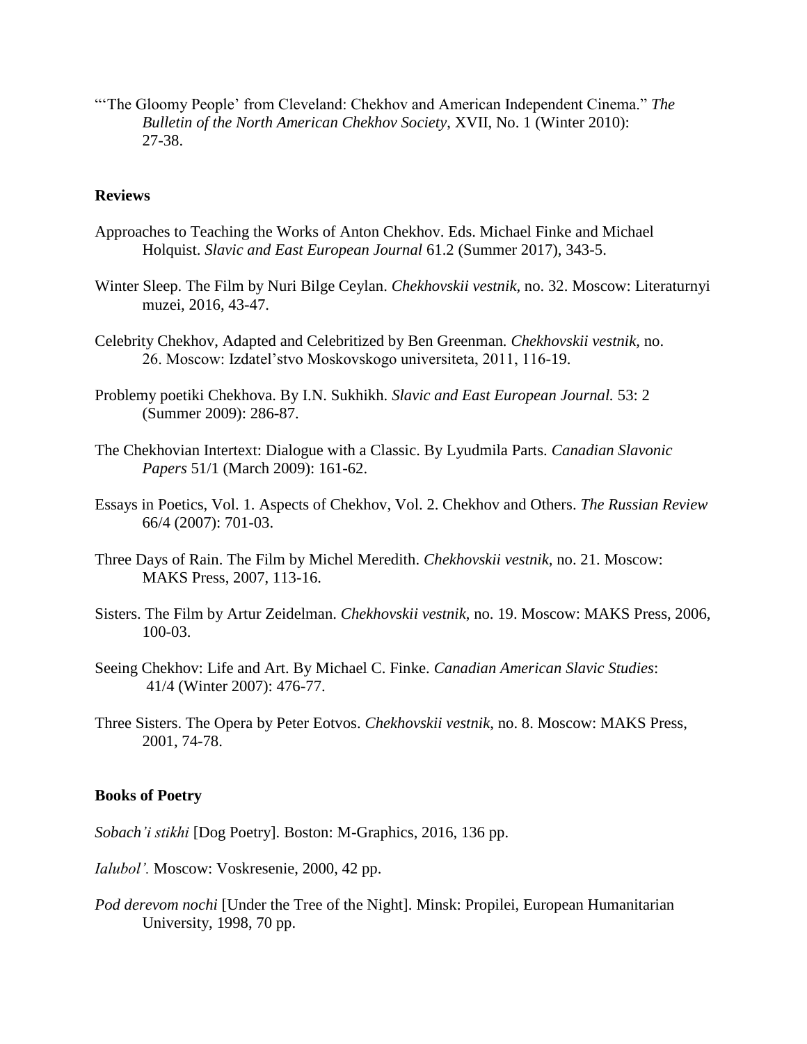"'The Gloomy People' from Cleveland: Chekhov and American Independent Cinema." *The Bulletin of the North American Chekhov Society*, XVII, No. 1 (Winter 2010): 27-38.

**Reviews**

Approaches to Teaching the Works of Anton Chekhov. Eds. Michael Finke and Michael Holquist. *Slavic and East European Journal* 61.2 (Summer 2017), 343-5.

Winter Sleep. The Film by Nuri Bilge Ceylan. *Chekhovskii vestnik*, no. 32. Moscow: Literaturnyi muzei, 2016, 43-47.

Celebrity Chekhov, Adapted and Celebritized by Ben Greenman. *Chekhovskii vestnik,* no. 26. Moscow: Izdatel'stvo Moskovskogo universiteta, 2011, 116-19.

Problemy poetiki Chekhova. By I.N. Sukhikh. *Slavic and East European Journal.* 53: 2 (Summer 2009): 286-87.

The Chekhovian Intertext: Dialogue with a Classic. By Lyudmila Parts. *Canadian Slavonic Papers* 51/1 (March 2009): 161-62.

Essays in Poetics, Vol. 1. Aspects of Chekhov, Vol. 2. Chekhov and Others. *The Russian Review* 66/4 (2007): 701-03.

Three Days of Rain. The Film by Michel Meredith. *Chekhovskii vestnik,* no. 21. Moscow: MAKS Press, 2007, 113-16.

Sisters. The Film by Artur Zeidelman. *Chekhovskii vestnik*, no. 19. Moscow: MAKS Press, 2006, 100-03.

Seeing Chekhov: Life and Art. By Michael C. Finke. *Canadian American Slavic Studies*: 41/4 (Winter 2007): 476-77.

Three Sisters. The Opera by Peter Eotvos. *Chekhovskii vestnik*, no. 8. Moscow: MAKS Press, 2001, 74-78.

**Books of Poetry**

*Sobach'i stikhi* [Dog Poetry]. Boston: M-Graphics, 2016, 136 pp.

*Ialubol'.* Moscow: Voskresenie, 2000, 42 pp.

*Pod derevom nochi* [Under the Tree of the Night]. Minsk: Propilei, European Humanitarian University, 1998, 70 pp.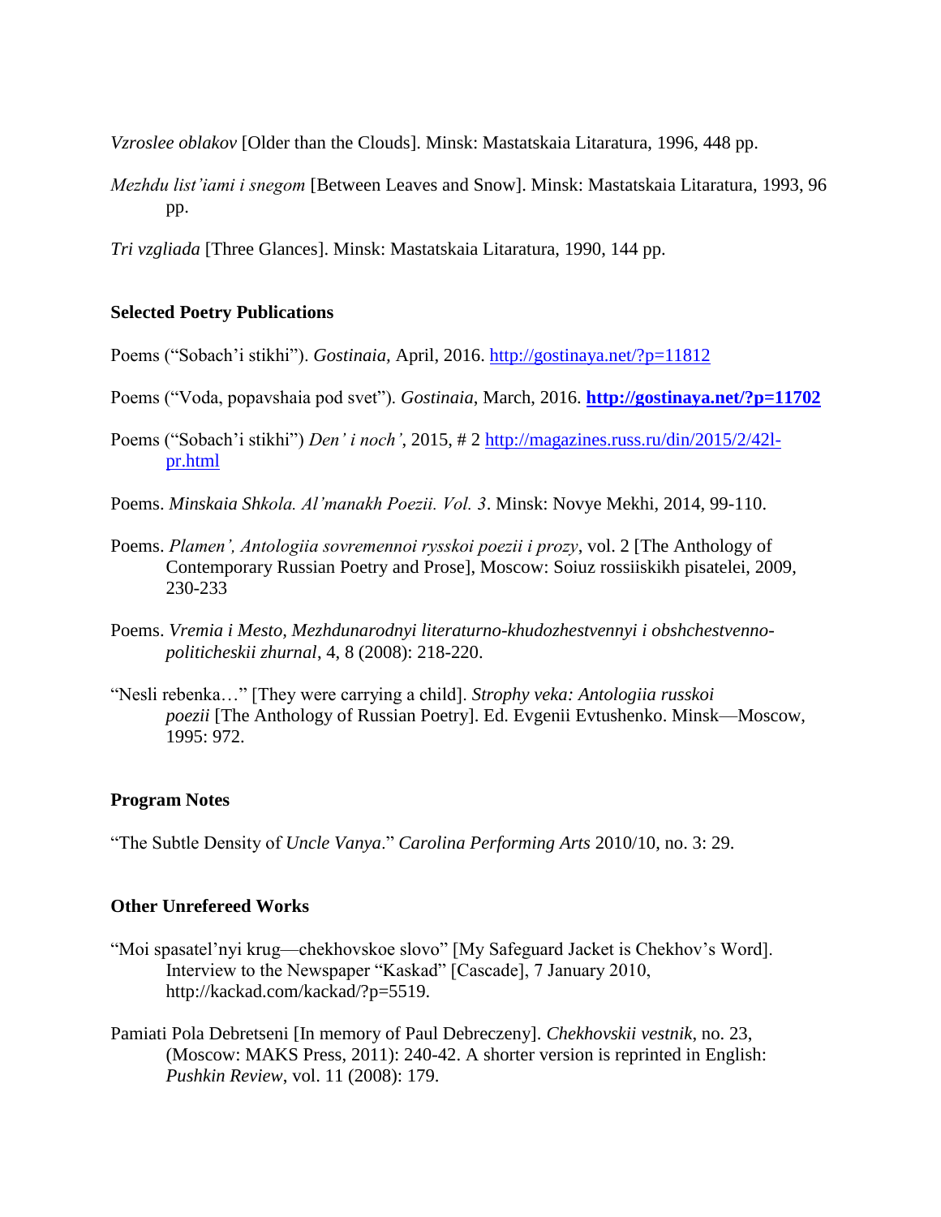*Vzroslee oblakov* [Older than the Clouds]. Minsk: Mastatskaia Litaratura, 1996, 448 pp.

*Mezhdu list'iami i snegom* [Between Leaves and Snow]. Minsk: Mastatskaia Litaratura, 1993, 96 pp.

*Tri vzgliada* [Three Glances]. Minsk: Mastatskaia Litaratura, 1990, 144 pp.

**Selected Poetry Publications**

Poems ("Sobach'i stikhi"). *Gostinaia,* April, 2016. http://gostinaya.net/?p=11812

Poems ("Voda, popavshaia pod svet"). *Gostinaia*, March, 2016. **http://gostinaya.net/?p=11702**

Poems ("Sobach'i stikhi") *Den' i noch'*, 2015, # 2 http://magazines.russ.ru/din/2015/2/42l-pr.html

Poems. *Minskaia Shkola. Al'manakh Poezii. Vol. 3*. Minsk: Novye Mekhi, 2014, 99-110.

Poems. *Plamen', Antologiia sovremennoi rysskoi poezii i prozy*, vol. 2 [The Anthology of Contemporary Russian Poetry and Prose], Moscow: Soiuz rossiiskikh pisatelei, 2009, 230-233

Poems. *Vremia i Mesto, Mezhdunarodnyi literaturno-khudozhestvennyi i obshchestvenno-politicheskii zhurnal*, 4, 8 (2008): 218-220.

"Nesli rebenka…" [They were carrying a child]. *Strophy veka: Antologiia russkoi poezii* [The Anthology of Russian Poetry]. Ed. Evgenii Evtushenko. Minsk—Moscow, 1995: 972.

**Program Notes**

"The Subtle Density of *Uncle Vanya*." *Carolina Performing Arts* 2010/10, no. 3: 29.

**Other Unrefereed Works**

"Moi spasatel'nyi krug—chekhovskoe slovo" [My Safeguard Jacket is Chekhov's Word]. Interview to the Newspaper "Kaskad" [Cascade], 7 January 2010, http://kackad.com/kackad/?p=5519.

Pamiati Pola Debretseni [In memory of Paul Debreczeny]. *Chekhovskii vestnik*, no. 23, (Moscow: MAKS Press, 2011): 240-42. A shorter version is reprinted in English: *Pushkin Review*, vol. 11 (2008): 179.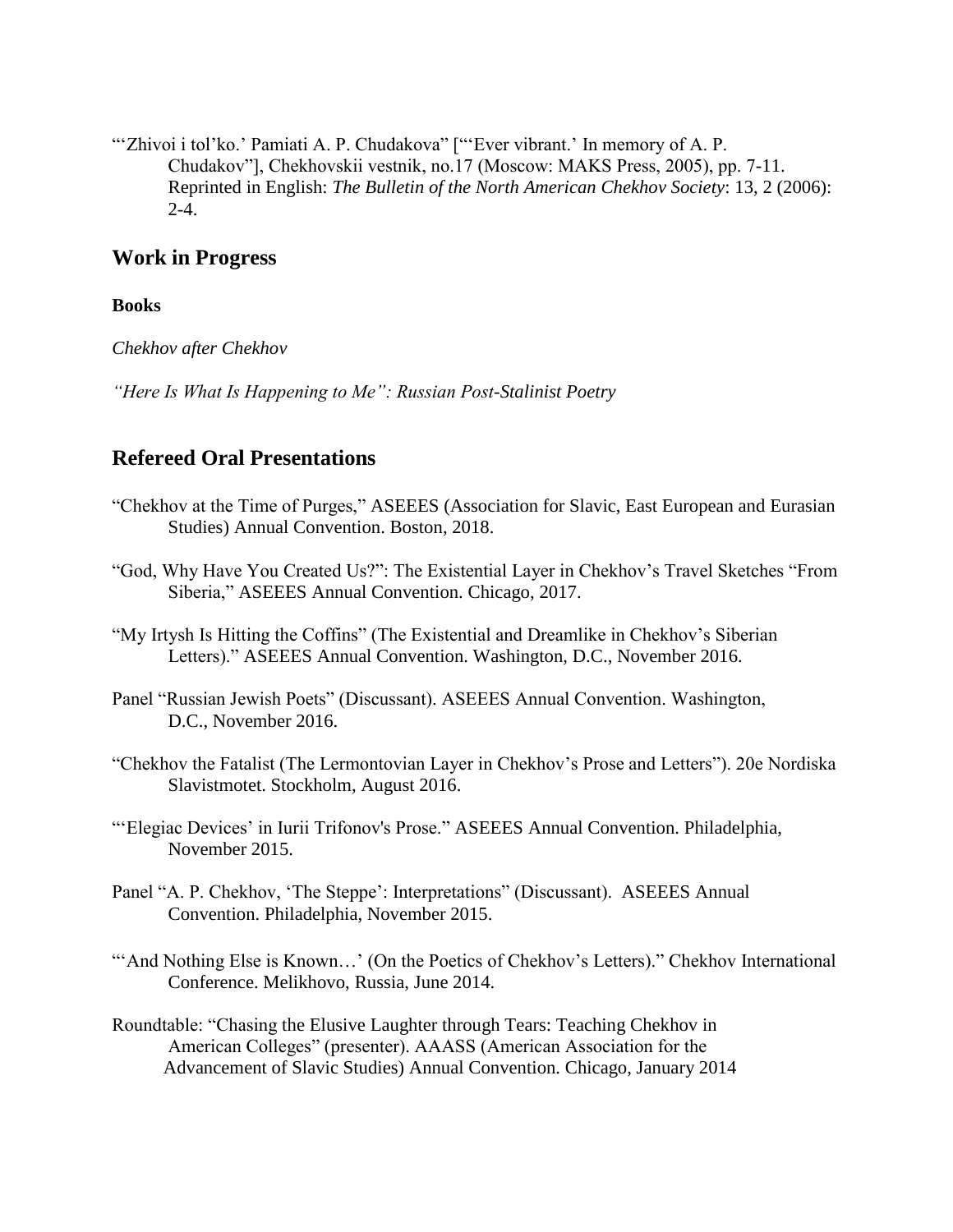"'Zhivoi i tol'ko.' Pamiati A. P. Chudakova" ["'Ever vibrant.' In memory of A. P. Chudakov"], Chekhovskii vestnik, no.17 (Moscow: MAKS Press, 2005), pp. 7-11. Reprinted in English: *The Bulletin of the North American Chekhov Society*: 13, 2 (2006): 2-4.

## Work in Progress

**Books**

*Chekhov after Chekhov*

*"Here Is What Is Happening to Me": Russian Post-Stalinist Poetry*

## Refereed Oral Presentations

"Chekhov at the Time of Purges," ASEEES (Association for Slavic, East European and Eurasian Studies) Annual Convention. Boston, 2018.

"God, Why Have You Created Us?": The Existential Layer in Chekhov's Travel Sketches "From Siberia," ASEEES Annual Convention. Chicago, 2017.

"My Irtysh Is Hitting the Coffins" (The Existential and Dreamlike in Chekhov's Siberian Letters)." ASEEES Annual Convention. Washington, D.C., November 2016.

Panel "Russian Jewish Poets" (Discussant). ASEEES Annual Convention. Washington, D.C., November 2016.

"Chekhov the Fatalist (The Lermontovian Layer in Chekhov's Prose and Letters"). 20e Nordiska Slavistmotet. Stockholm, August 2016.

"'Elegiac Devices' in Iurii Trifonov's Prose." ASEEES Annual Convention. Philadelphia, November 2015.

Panel "A. P. Chekhov, 'The Steppe': Interpretations" (Discussant). ASEEES Annual Convention. Philadelphia, November 2015.

"'And Nothing Else is Known…' (On the Poetics of Chekhov's Letters)." Chekhov International Conference. Melikhovo, Russia, June 2014.

Roundtable: "Chasing the Elusive Laughter through Tears: Teaching Chekhov in American Colleges" (presenter). AAASS (American Association for the Advancement of Slavic Studies) Annual Convention. Chicago, January 2014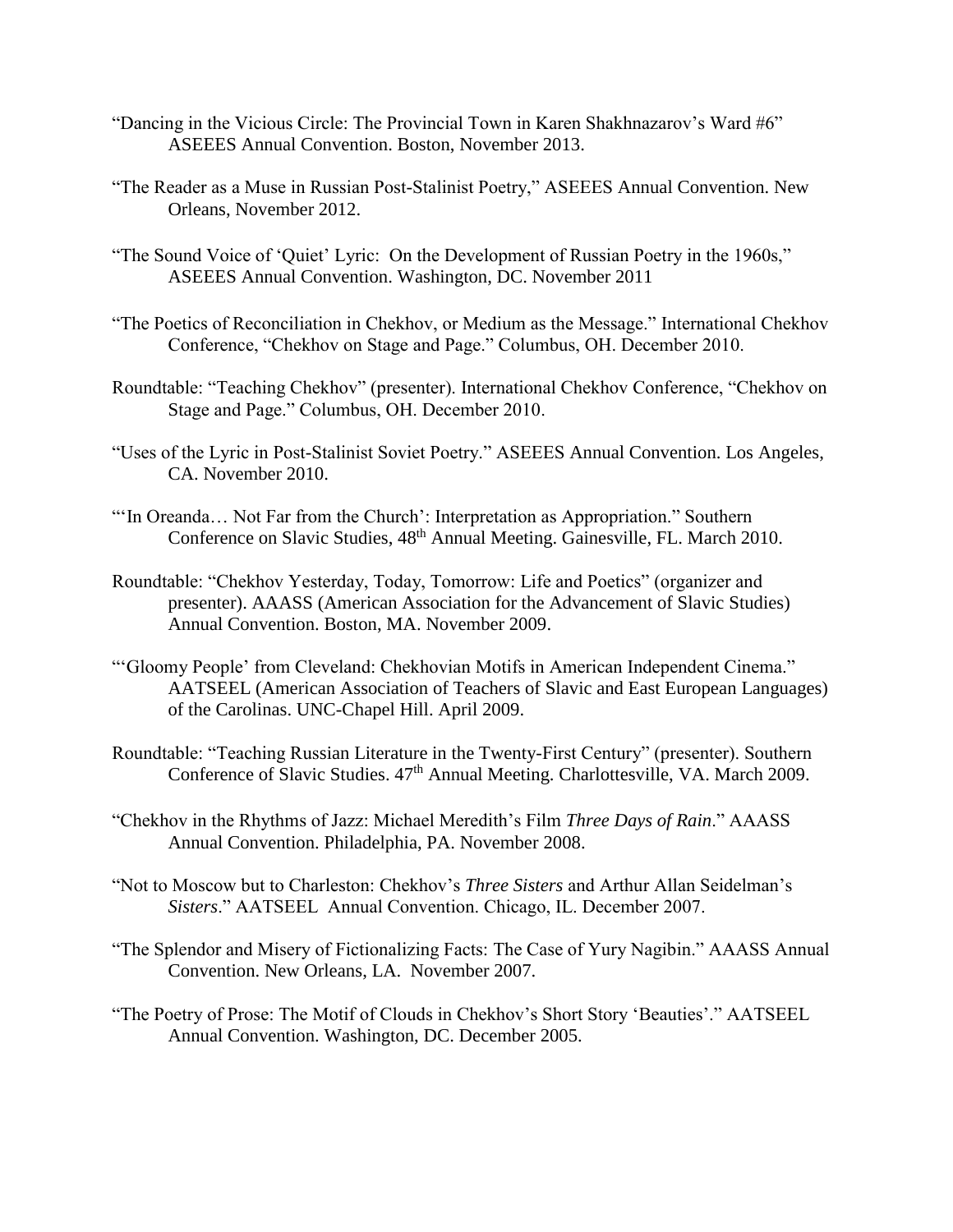"Dancing in the Vicious Circle: The Provincial Town in Karen Shakhnazarov's Ward #6" ASEEES Annual Convention. Boston, November 2013.

"The Reader as a Muse in Russian Post-Stalinist Poetry," ASEEES Annual Convention. New Orleans, November 2012.

"The Sound Voice of 'Quiet' Lyric: On the Development of Russian Poetry in the 1960s," ASEEES Annual Convention. Washington, DC. November 2011

"The Poetics of Reconciliation in Chekhov, or Medium as the Message." International Chekhov Conference, "Chekhov on Stage and Page." Columbus, OH. December 2010.

Roundtable: "Teaching Chekhov" (presenter). International Chekhov Conference, "Chekhov on Stage and Page." Columbus, OH. December 2010.

"Uses of the Lyric in Post-Stalinist Soviet Poetry." ASEEES Annual Convention. Los Angeles, CA. November 2010.

"'In Oreanda… Not Far from the Church': Interpretation as Appropriation." Southern Conference on Slavic Studies, 48th Annual Meeting. Gainesville, FL. March 2010.

Roundtable: "Chekhov Yesterday, Today, Tomorrow: Life and Poetics" (organizer and presenter). AAASS (American Association for the Advancement of Slavic Studies) Annual Convention. Boston, MA. November 2009.

"'Gloomy People' from Cleveland: Chekhovian Motifs in American Independent Cinema." AATSEEL (American Association of Teachers of Slavic and East European Languages) of the Carolinas. UNC-Chapel Hill. April 2009.

Roundtable: "Teaching Russian Literature in the Twenty-First Century" (presenter). Southern Conference of Slavic Studies. 47th Annual Meeting. Charlottesville, VA. March 2009.

"Chekhov in the Rhythms of Jazz: Michael Meredith's Film *Three Days of Rain*." AAASS Annual Convention. Philadelphia, PA. November 2008.

"Not to Moscow but to Charleston: Chekhov's *Three Sisters* and Arthur Allan Seidelman's *Sisters*." AATSEEL Annual Convention. Chicago, IL. December 2007.

"The Splendor and Misery of Fictionalizing Facts: The Case of Yury Nagibin." AAASS Annual Convention. New Orleans, LA. November 2007.

"The Poetry of Prose: The Motif of Clouds in Chekhov's Short Story 'Beauties'." AATSEEL Annual Convention. Washington, DC. December 2005.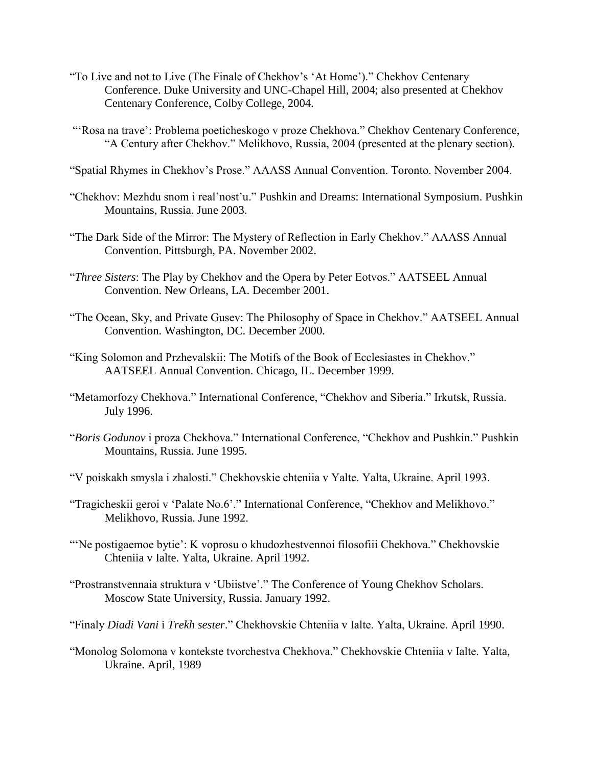"To Live and not to Live (The Finale of Chekhov's 'At Home')." Chekhov Centenary Conference. Duke University and UNC-Chapel Hill, 2004; also presented at Chekhov Centenary Conference, Colby College, 2004.

"'Rosa na trave': Problema poeticheskogo v proze Chekhova." Chekhov Centenary Conference, "A Century after Chekhov." Melikhovo, Russia, 2004 (presented at the plenary section).

"Spatial Rhymes in Chekhov's Prose." AAASS Annual Convention. Toronto. November 2004.

"Chekhov: Mezhdu snom i real'nost'u." Pushkin and Dreams: International Symposium. Pushkin Mountains, Russia. June 2003.

"The Dark Side of the Mirror: The Mystery of Reflection in Early Chekhov." AAASS Annual Convention. Pittsburgh, PA. November 2002.

"*Three Sisters*: The Play by Chekhov and the Opera by Peter Eotvos." AATSEEL Annual Convention. New Orleans, LA. December 2001.

"The Ocean, Sky, and Private Gusev: The Philosophy of Space in Chekhov." AATSEEL Annual Convention. Washington, DC. December 2000.

"King Solomon and Przhevalskii: The Motifs of the Book of Ecclesiastes in Chekhov." AATSEEL Annual Convention. Chicago, IL. December 1999.

"Metamorfozy Chekhova." International Conference, "Chekhov and Siberia." Irkutsk, Russia. July 1996.

"*Boris Godunov* i proza Chekhova." International Conference, "Chekhov and Pushkin." Pushkin Mountains, Russia. June 1995.

"V poiskakh smysla i zhalosti." Chekhovskie chteniia v Yalte. Yalta, Ukraine. April 1993.

"Tragicheskii geroi v 'Palate No.6'." International Conference, "Chekhov and Melikhovo." Melikhovo, Russia. June 1992.

"'Ne postigaemoe bytie': K voprosu o khudozhestvennoi filosofiii Chekhova." Chekhovskie Chteniia v Ialte. Yalta, Ukraine. April 1992.

"Prostranstvennaia struktura v 'Ubiistve'." The Conference of Young Chekhov Scholars. Moscow State University, Russia. January 1992.

"Finaly *Diadi Vani* i *Trekh sester*." Chekhovskie Chteniia v Ialte. Yalta, Ukraine. April 1990.

"Monolog Solomona v kontekste tvorchestva Chekhova." Chekhovskie Chteniia v Ialte. Yalta, Ukraine. April, 1989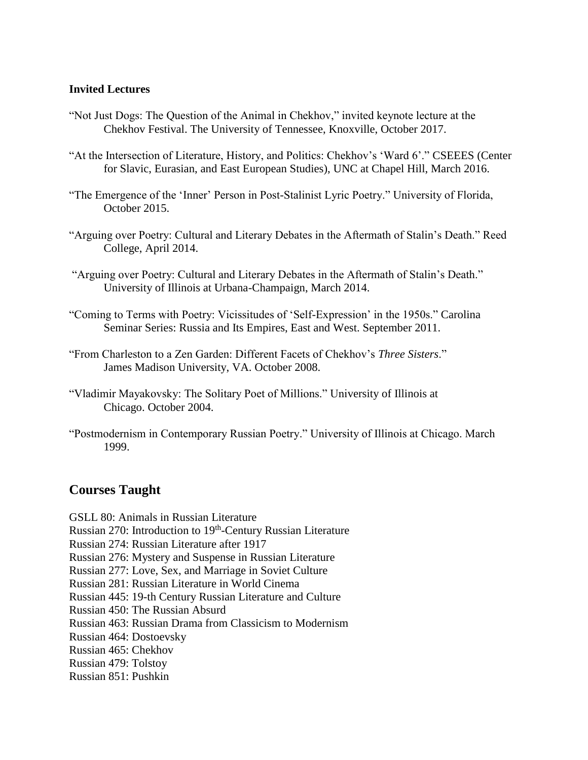**Invited Lectures**

"Not Just Dogs: The Question of the Animal in Chekhov," invited keynote lecture at the Chekhov Festival. The University of Tennessee, Knoxville, October 2017.

"At the Intersection of Literature, History, and Politics: Chekhov's 'Ward 6'." CSEEES (Center for Slavic, Eurasian, and East European Studies), UNC at Chapel Hill, March 2016.

"The Emergence of the 'Inner' Person in Post-Stalinist Lyric Poetry." University of Florida, October 2015.

"Arguing over Poetry: Cultural and Literary Debates in the Aftermath of Stalin's Death." Reed College, April 2014.

"Arguing over Poetry: Cultural and Literary Debates in the Aftermath of Stalin's Death." University of Illinois at Urbana-Champaign, March 2014.

"Coming to Terms with Poetry: Vicissitudes of 'Self-Expression' in the 1950s." Carolina Seminar Series: Russia and Its Empires, East and West. September 2011.

"From Charleston to a Zen Garden: Different Facets of Chekhov's *Three Sisters*." James Madison University, VA. October 2008.

"Vladimir Mayakovsky: The Solitary Poet of Millions." University of Illinois at Chicago. October 2004.

"Postmodernism in Contemporary Russian Poetry." University of Illinois at Chicago. March 1999.

## Courses Taught

GSLL 80: Animals in Russian Literature
Russian 270: Introduction to 19th-Century Russian Literature
Russian 274: Russian Literature after 1917
Russian 276: Mystery and Suspense in Russian Literature
Russian 277: Love, Sex, and Marriage in Soviet Culture
Russian 281: Russian Literature in World Cinema
Russian 445: 19-th Century Russian Literature and Culture
Russian 450: The Russian Absurd
Russian 463: Russian Drama from Classicism to Modernism
Russian 464: Dostoevsky
Russian 465: Chekhov
Russian 479: Tolstoy
Russian 851: Pushkin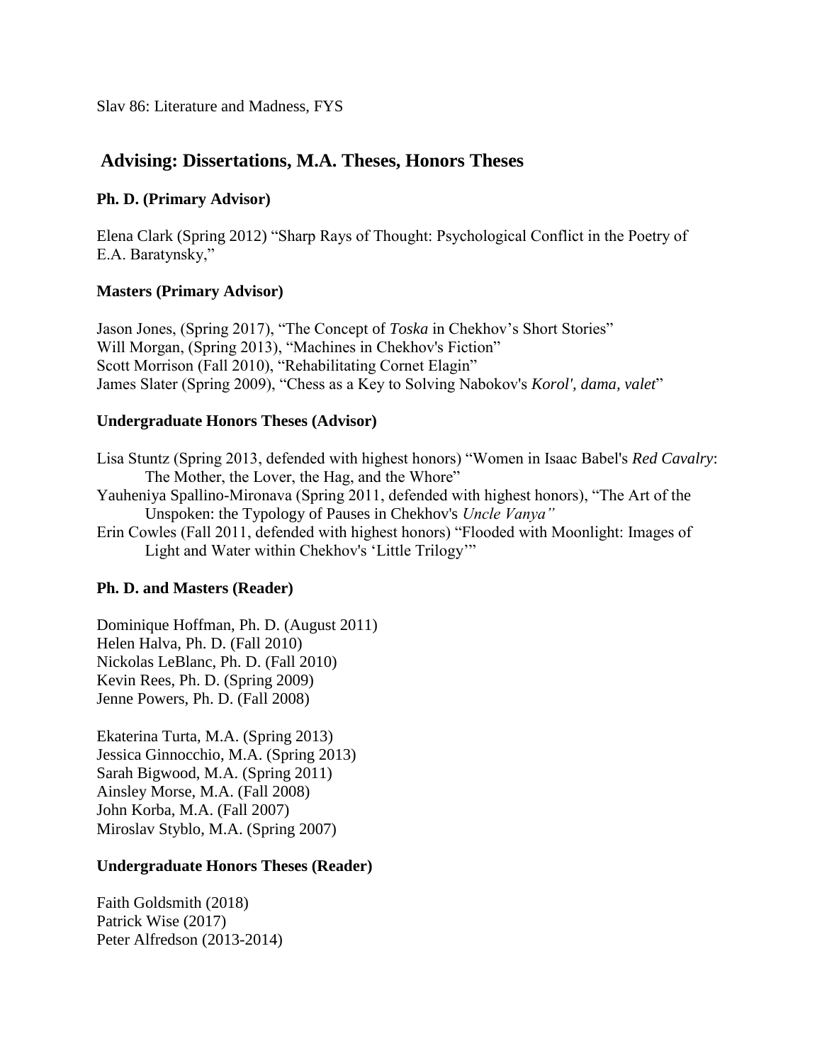Slav 86: Literature and Madness, FYS

## Advising: Dissertations, M.A. Theses, Honors Theses

### Ph. D. (Primary Advisor)

Elena Clark (Spring 2012) “Sharp Rays of Thought: Psychological Conflict in the Poetry of E.A. Baratynsky,”

### Masters (Primary Advisor)

Jason Jones, (Spring 2017), “The Concept of *Toska* in Chekhov’s Short Stories”
Will Morgan, (Spring 2013), “Machines in Chekhov's Fiction”
Scott Morrison (Fall 2010), “Rehabilitating Cornet Elagin”
James Slater (Spring 2009), “Chess as a Key to Solving Nabokov's *Korol', dama, valet*”

### Undergraduate Honors Theses (Advisor)

Lisa Stuntz (Spring 2013, defended with highest honors) “Women in Isaac Babel's *Red Cavalry*: The Mother, the Lover, the Hag, and the Whore”
Yauheniya Spallino-Mironava (Spring 2011, defended with highest honors), “The Art of the Unspoken: the Typology of Pauses in Chekhov's *Uncle Vanya”*
Erin Cowles (Fall 2011, defended with highest honors) “Flooded with Moonlight: Images of Light and Water within Chekhov's ‘Little Trilogy’”

### Ph. D. and Masters (Reader)

Dominique Hoffman, Ph. D. (August 2011)
Helen Halva, Ph. D. (Fall 2010)
Nickolas LeBlanc, Ph. D. (Fall 2010)
Kevin Rees, Ph. D. (Spring 2009)
Jenne Powers, Ph. D. (Fall 2008)

Ekaterina Turta, M.A. (Spring 2013)
Jessica Ginnocchio, M.A. (Spring 2013)
Sarah Bigwood, M.A. (Spring 2011)
Ainsley Morse, M.A. (Fall 2008)
John Korba, M.A. (Fall 2007)
Miroslav Styblo, M.A. (Spring 2007)

### Undergraduate Honors Theses (Reader)

Faith Goldsmith (2018)
Patrick Wise (2017)
Peter Alfredson (2013-2014)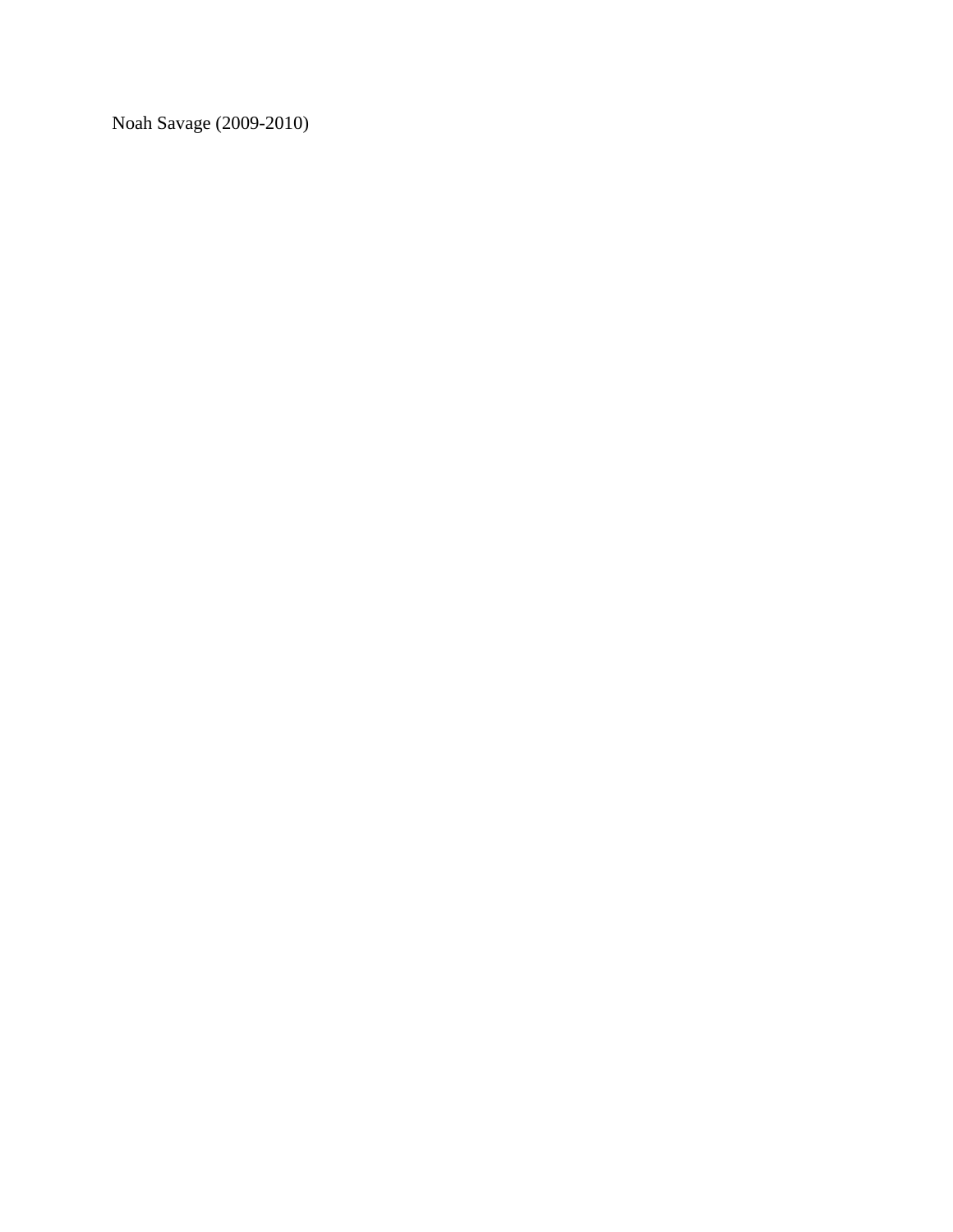Noah Savage (2009-2010)